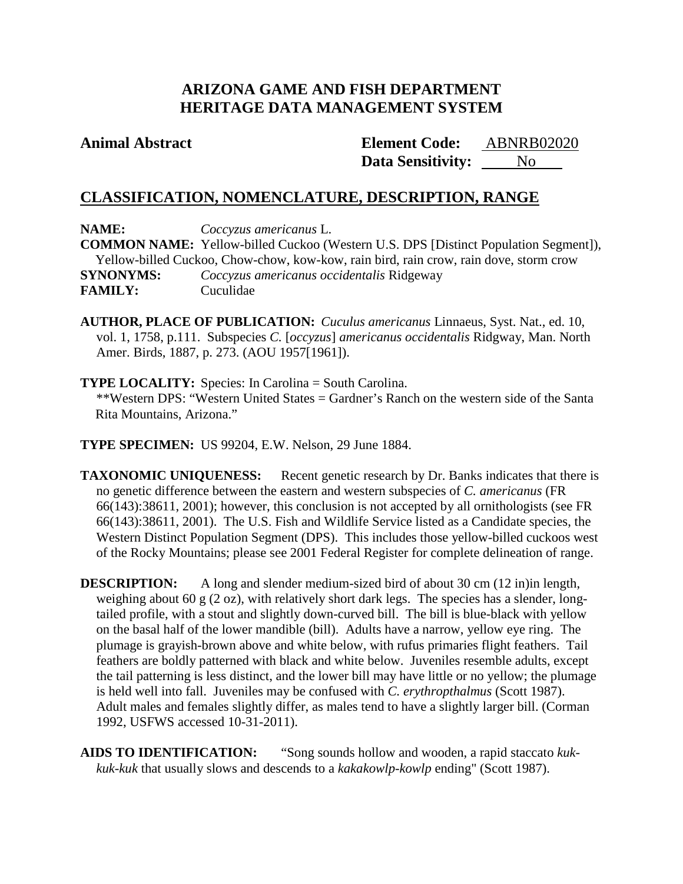# ARIZONA GAME AND FISH DEPARTMENT
# HERITAGE DATA MANAGEMENT SYSTEM

**Animal Abstract** **Element Code:** ABNRB02020
**Data Sensitivity:** No

## CLASSIFICATION, NOMENCLATURE, DESCRIPTION, RANGE

**NAME:** *Coccyzus americanus* L.
**COMMON NAME:** Yellow-billed Cuckoo (Western U.S. DPS [Distinct Population Segment]), Yellow-billed Cuckoo, Chow-chow, kow-kow, rain bird, rain crow, rain dove, storm crow
**SYNONYMS:** *Coccyzus americanus occidentalis* Ridgeway
**FAMILY:** Cuculidae

**AUTHOR, PLACE OF PUBLICATION:** *Cuculus americanus* Linnaeus, Syst. Nat., ed. 10, vol. 1, 1758, p.111. Subspecies *C.* [*occyzus*] *americanus occidentalis* Ridgway, Man. North Amer. Birds, 1887, p. 273. (AOU 1957[1961]).

**TYPE LOCALITY:** Species: In Carolina = South Carolina.
**Western DPS: "Western United States = Gardner's Ranch on the western side of the Santa Rita Mountains, Arizona."

**TYPE SPECIMEN:** US 99204, E.W. Nelson, 29 June 1884.

**TAXONOMIC UNIQUENESS:** Recent genetic research by Dr. Banks indicates that there is no genetic difference between the eastern and western subspecies of *C. americanus* (FR 66(143):38611, 2001); however, this conclusion is not accepted by all ornithologists (see FR 66(143):38611, 2001). The U.S. Fish and Wildlife Service listed as a Candidate species, the Western Distinct Population Segment (DPS). This includes those yellow-billed cuckoos west of the Rocky Mountains; please see 2001 Federal Register for complete delineation of range.

**DESCRIPTION:** A long and slender medium-sized bird of about 30 cm (12 in)in length, weighing about 60 g (2 oz), with relatively short dark legs. The species has a slender, long-tailed profile, with a stout and slightly down-curved bill. The bill is blue-black with yellow on the basal half of the lower mandible (bill). Adults have a narrow, yellow eye ring. The plumage is grayish-brown above and white below, with rufus primaries flight feathers. Tail feathers are boldly patterned with black and white below. Juveniles resemble adults, except the tail patterning is less distinct, and the lower bill may have little or no yellow; the plumage is held well into fall. Juveniles may be confused with *C. erythropthalmus* (Scott 1987). Adult males and females slightly differ, as males tend to have a slightly larger bill. (Corman 1992, USFWS accessed 10-31-2011).

**AIDS TO IDENTIFICATION:** "Song sounds hollow and wooden, a rapid staccato *kuk-kuk-kuk* that usually slows and descends to a *kakakowlp-kowlp* ending" (Scott 1987).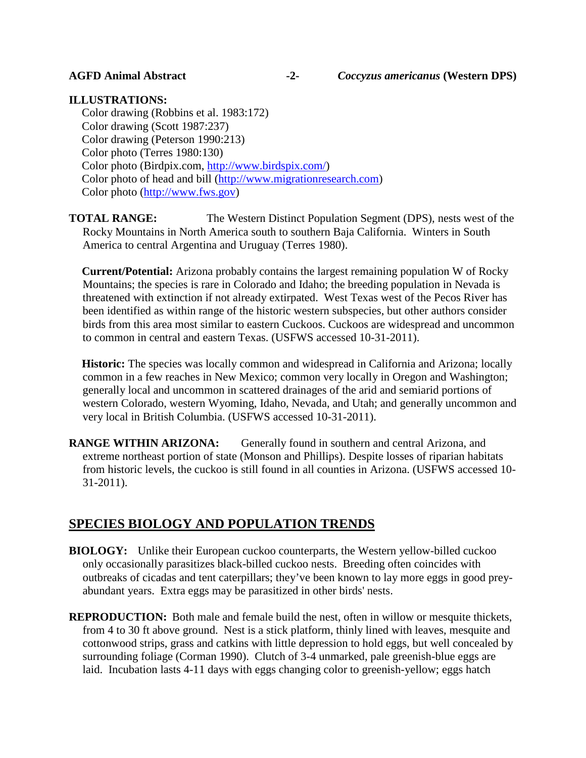**ILLUSTRATIONS:**

Color drawing (Robbins et al. 1983:172)
Color drawing (Scott 1987:237)
Color drawing (Peterson 1990:213)
Color photo (Terres 1980:130)
Color photo (Birdpix.com, http://www.birdspix.com/)
Color photo of head and bill (http://www.migrationresearch.com)
Color photo (http://www.fws.gov)

**TOTAL RANGE:** The Western Distinct Population Segment (DPS), nests west of the Rocky Mountains in North America south to southern Baja California. Winters in South America to central Argentina and Uruguay (Terres 1980).

**Current/Potential:** Arizona probably contains the largest remaining population W of Rocky Mountains; the species is rare in Colorado and Idaho; the breeding population in Nevada is threatened with extinction if not already extirpated. West Texas west of the Pecos River has been identified as within range of the historic western subspecies, but other authors consider birds from this area most similar to eastern Cuckoos. Cuckoos are widespread and uncommon to common in central and eastern Texas. (USFWS accessed 10-31-2011).

**Historic:** The species was locally common and widespread in California and Arizona; locally common in a few reaches in New Mexico; common very locally in Oregon and Washington; generally local and uncommon in scattered drainages of the arid and semiarid portions of western Colorado, western Wyoming, Idaho, Nevada, and Utah; and generally uncommon and very local in British Columbia. (USFWS accessed 10-31-2011).

**RANGE WITHIN ARIZONA:** Generally found in southern and central Arizona, and extreme northeast portion of state (Monson and Phillips). Despite losses of riparian habitats from historic levels, the cuckoo is still found in all counties in Arizona. (USFWS accessed 10-31-2011).

## SPECIES BIOLOGY AND POPULATION TRENDS

**BIOLOGY:** Unlike their European cuckoo counterparts, the Western yellow-billed cuckoo only occasionally parasitizes black-billed cuckoo nests. Breeding often coincides with outbreaks of cicadas and tent caterpillars; they've been known to lay more eggs in good prey-abundant years. Extra eggs may be parasitized in other birds' nests.

**REPRODUCTION:** Both male and female build the nest, often in willow or mesquite thickets, from 4 to 30 ft above ground. Nest is a stick platform, thinly lined with leaves, mesquite and cottonwood strips, grass and catkins with little depression to hold eggs, but well concealed by surrounding foliage (Corman 1990). Clutch of 3-4 unmarked, pale greenish-blue eggs are laid. Incubation lasts 4-11 days with eggs changing color to greenish-yellow; eggs hatch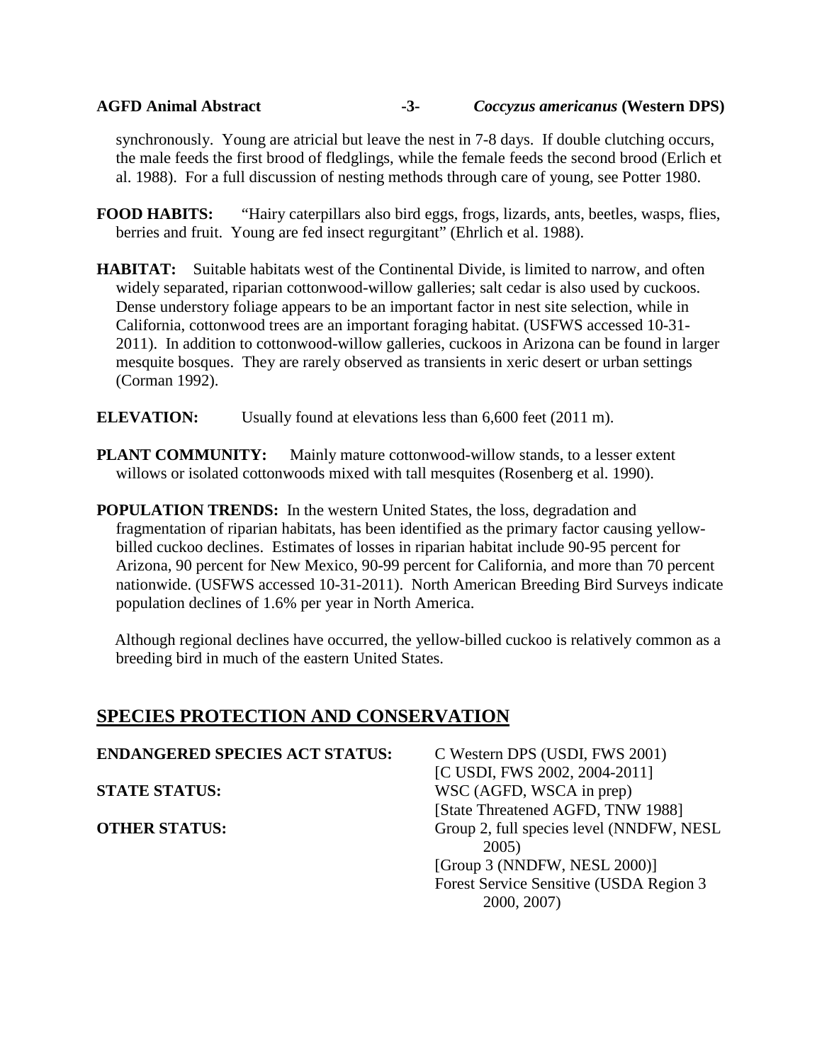synchronously. Young are atricial but leave the nest in 7-8 days. If double clutching occurs, the male feeds the first brood of fledglings, while the female feeds the second brood (Erlich et al. 1988). For a full discussion of nesting methods through care of young, see Potter 1980.

**FOOD HABITS:** "Hairy caterpillars also bird eggs, frogs, lizards, ants, beetles, wasps, flies, berries and fruit. Young are fed insect regurgitant" (Ehrlich et al. 1988).

**HABITAT:** Suitable habitats west of the Continental Divide, is limited to narrow, and often widely separated, riparian cottonwood-willow galleries; salt cedar is also used by cuckoos. Dense understory foliage appears to be an important factor in nest site selection, while in California, cottonwood trees are an important foraging habitat. (USFWS accessed 10-31-2011). In addition to cottonwood-willow galleries, cuckoos in Arizona can be found in larger mesquite bosques. They are rarely observed as transients in xeric desert or urban settings (Corman 1992).

**ELEVATION:** Usually found at elevations less than 6,600 feet (2011 m).

**PLANT COMMUNITY:** Mainly mature cottonwood-willow stands, to a lesser extent willows or isolated cottonwoods mixed with tall mesquites (Rosenberg et al. 1990).

**POPULATION TRENDS:** In the western United States, the loss, degradation and fragmentation of riparian habitats, has been identified as the primary factor causing yellow-billed cuckoo declines. Estimates of losses in riparian habitat include 90-95 percent for Arizona, 90 percent for New Mexico, 90-99 percent for California, and more than 70 percent nationwide. (USFWS accessed 10-31-2011). North American Breeding Bird Surveys indicate population declines of 1.6% per year in North America.

Although regional declines have occurred, the yellow-billed cuckoo is relatively common as a breeding bird in much of the eastern United States.

## SPECIES PROTECTION AND CONSERVATION

**ENDANGERED SPECIES ACT STATUS:** C Western DPS (USDI, FWS 2001)
[C USDI, FWS 2002, 2004-2011]

**STATE STATUS:** WSC (AGFD, WSCA in prep)
[State Threatened AGFD, TNW 1988]

**OTHER STATUS:** Group 2, full species level (NNDFW, NESL 2005)
[Group 3 (NNDFW, NESL 2000)]
Forest Service Sensitive (USDA Region 3 2000, 2007)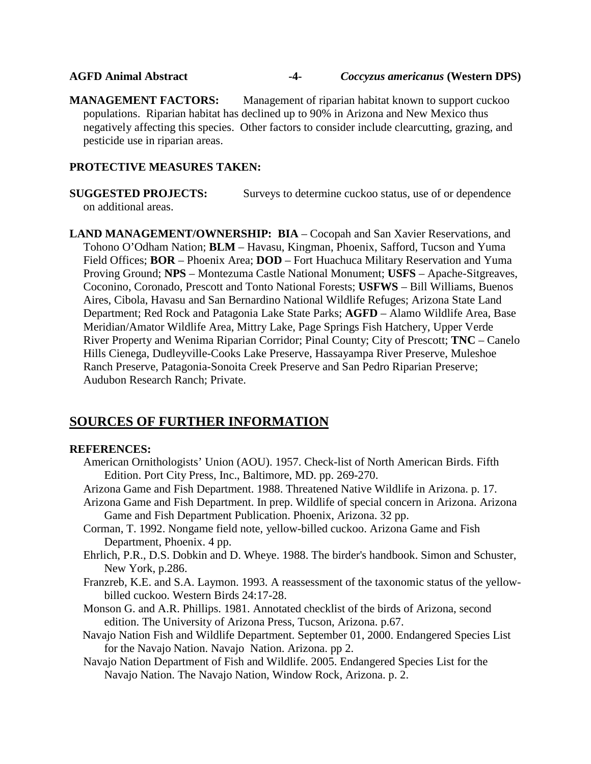**MANAGEMENT FACTORS:** Management of riparian habitat known to support cuckoo populations. Riparian habitat has declined up to 90% in Arizona and New Mexico thus negatively affecting this species. Other factors to consider include clearcutting, grazing, and pesticide use in riparian areas.

**PROTECTIVE MEASURES TAKEN:**

**SUGGESTED PROJECTS:** Surveys to determine cuckoo status, use of or dependence on additional areas.

**LAND MANAGEMENT/OWNERSHIP:** **BIA** – Cocopah and San Xavier Reservations, and Tohono O'Odham Nation; **BLM** – Havasu, Kingman, Phoenix, Safford, Tucson and Yuma Field Offices; **BOR** – Phoenix Area; **DOD** – Fort Huachuca Military Reservation and Yuma Proving Ground; **NPS** – Montezuma Castle National Monument; **USFS** – Apache-Sitgreaves, Coconino, Coronado, Prescott and Tonto National Forests; **USFWS** – Bill Williams, Buenos Aires, Cibola, Havasu and San Bernardino National Wildlife Refuges; Arizona State Land Department; Red Rock and Patagonia Lake State Parks; **AGFD** – Alamo Wildlife Area, Base Meridian/Amator Wildlife Area, Mittry Lake, Page Springs Fish Hatchery, Upper Verde River Property and Wenima Riparian Corridor; Pinal County; City of Prescott; **TNC** – Canelo Hills Cienega, Dudleyville-Cooks Lake Preserve, Hassayampa River Preserve, Muleshoe Ranch Preserve, Patagonia-Sonoita Creek Preserve and San Pedro Riparian Preserve; Audubon Research Ranch; Private.

## SOURCES OF FURTHER INFORMATION

**REFERENCES:**

American Ornithologists' Union (AOU). 1957. Check-list of North American Birds. Fifth Edition. Port City Press, Inc., Baltimore, MD. pp. 269-270.

Arizona Game and Fish Department. 1988. Threatened Native Wildlife in Arizona. p. 17.

Arizona Game and Fish Department. In prep. Wildlife of special concern in Arizona. Arizona Game and Fish Department Publication. Phoenix, Arizona. 32 pp.

Corman, T. 1992. Nongame field note, yellow-billed cuckoo. Arizona Game and Fish Department, Phoenix. 4 pp.

Ehrlich, P.R., D.S. Dobkin and D. Wheye. 1988. The birder's handbook. Simon and Schuster, New York, p.286.

Franzreb, K.E. and S.A. Laymon. 1993. A reassessment of the taxonomic status of the yellow-billed cuckoo. Western Birds 24:17-28.

Monson G. and A.R. Phillips. 1981. Annotated checklist of the birds of Arizona, second edition. The University of Arizona Press, Tucson, Arizona. p.67.

Navajo Nation Fish and Wildlife Department. September 01, 2000. Endangered Species List for the Navajo Nation. Navajo Nation. Arizona. pp 2.

Navajo Nation Department of Fish and Wildlife. 2005. Endangered Species List for the Navajo Nation. The Navajo Nation, Window Rock, Arizona. p. 2.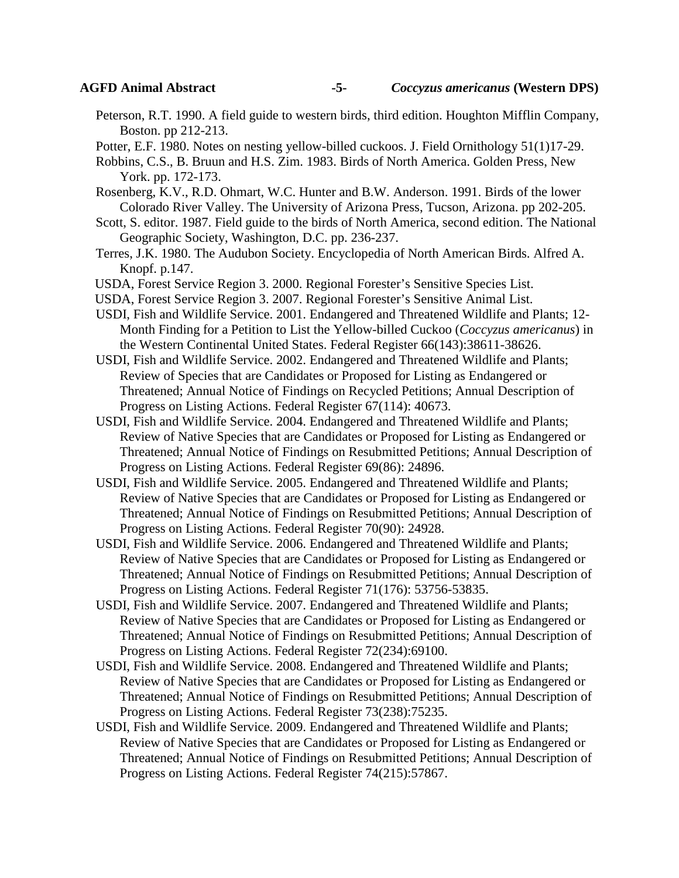Peterson, R.T. 1990. A field guide to western birds, third edition. Houghton Mifflin Company, Boston. pp 212-213.

Potter, E.F. 1980. Notes on nesting yellow-billed cuckoos. J. Field Ornithology 51(1)17-29.

Robbins, C.S., B. Bruun and H.S. Zim. 1983. Birds of North America. Golden Press, New York. pp. 172-173.

Rosenberg, K.V., R.D. Ohmart, W.C. Hunter and B.W. Anderson. 1991. Birds of the lower Colorado River Valley. The University of Arizona Press, Tucson, Arizona. pp 202-205.

Scott, S. editor. 1987. Field guide to the birds of North America, second edition. The National Geographic Society, Washington, D.C. pp. 236-237.

Terres, J.K. 1980. The Audubon Society. Encyclopedia of North American Birds. Alfred A. Knopf. p.147.

USDA, Forest Service Region 3. 2000. Regional Forester's Sensitive Species List.

USDA, Forest Service Region 3. 2007. Regional Forester's Sensitive Animal List.

USDI, Fish and Wildlife Service. 2001. Endangered and Threatened Wildlife and Plants; 12-Month Finding for a Petition to List the Yellow-billed Cuckoo (*Coccyzus americanus*) in the Western Continental United States. Federal Register 66(143):38611-38626.

USDI, Fish and Wildlife Service. 2002. Endangered and Threatened Wildlife and Plants; Review of Species that are Candidates or Proposed for Listing as Endangered or Threatened; Annual Notice of Findings on Recycled Petitions; Annual Description of Progress on Listing Actions. Federal Register 67(114): 40673.

USDI, Fish and Wildlife Service. 2004. Endangered and Threatened Wildlife and Plants; Review of Native Species that are Candidates or Proposed for Listing as Endangered or Threatened; Annual Notice of Findings on Resubmitted Petitions; Annual Description of Progress on Listing Actions. Federal Register 69(86): 24896.

USDI, Fish and Wildlife Service. 2005. Endangered and Threatened Wildlife and Plants; Review of Native Species that are Candidates or Proposed for Listing as Endangered or Threatened; Annual Notice of Findings on Resubmitted Petitions; Annual Description of Progress on Listing Actions. Federal Register 70(90): 24928.

USDI, Fish and Wildlife Service. 2006. Endangered and Threatened Wildlife and Plants; Review of Native Species that are Candidates or Proposed for Listing as Endangered or Threatened; Annual Notice of Findings on Resubmitted Petitions; Annual Description of Progress on Listing Actions. Federal Register 71(176): 53756-53835.

USDI, Fish and Wildlife Service. 2007. Endangered and Threatened Wildlife and Plants; Review of Native Species that are Candidates or Proposed for Listing as Endangered or Threatened; Annual Notice of Findings on Resubmitted Petitions; Annual Description of Progress on Listing Actions. Federal Register 72(234):69100.

USDI, Fish and Wildlife Service. 2008. Endangered and Threatened Wildlife and Plants; Review of Native Species that are Candidates or Proposed for Listing as Endangered or Threatened; Annual Notice of Findings on Resubmitted Petitions; Annual Description of Progress on Listing Actions. Federal Register 73(238):75235.

USDI, Fish and Wildlife Service. 2009. Endangered and Threatened Wildlife and Plants; Review of Native Species that are Candidates or Proposed for Listing as Endangered or Threatened; Annual Notice of Findings on Resubmitted Petitions; Annual Description of Progress on Listing Actions. Federal Register 74(215):57867.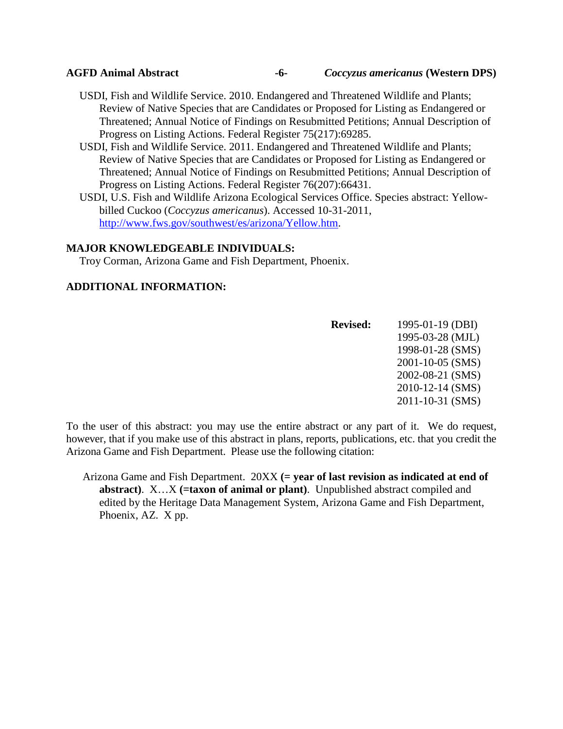USDI, Fish and Wildlife Service. 2010. Endangered and Threatened Wildlife and Plants; Review of Native Species that are Candidates or Proposed for Listing as Endangered or Threatened; Annual Notice of Findings on Resubmitted Petitions; Annual Description of Progress on Listing Actions. Federal Register 75(217):69285.

USDI, Fish and Wildlife Service. 2011. Endangered and Threatened Wildlife and Plants; Review of Native Species that are Candidates or Proposed for Listing as Endangered or Threatened; Annual Notice of Findings on Resubmitted Petitions; Annual Description of Progress on Listing Actions. Federal Register 76(207):66431.

USDI, U.S. Fish and Wildlife Arizona Ecological Services Office. Species abstract: Yellow-billed Cuckoo (*Coccyzus americanus*). Accessed 10-31-2011, http://www.fws.gov/southwest/es/arizona/Yellow.htm.

**MAJOR KNOWLEDGEABLE INDIVIDUALS:**

Troy Corman, Arizona Game and Fish Department, Phoenix.

**ADDITIONAL INFORMATION:**

**Revised:**
1995-01-19 (DBI)
1995-03-28 (MJL)
1998-01-28 (SMS)
2001-10-05 (SMS)
2002-08-21 (SMS)
2010-12-14 (SMS)
2011-10-31 (SMS)

To the user of this abstract: you may use the entire abstract or any part of it. We do request, however, that if you make use of this abstract in plans, reports, publications, etc. that you credit the Arizona Game and Fish Department. Please use the following citation:

Arizona Game and Fish Department. 20XX **(= year of last revision as indicated at end of abstract)**. X…X **(=taxon of animal or plant)**. Unpublished abstract compiled and edited by the Heritage Data Management System, Arizona Game and Fish Department, Phoenix, AZ. X pp.